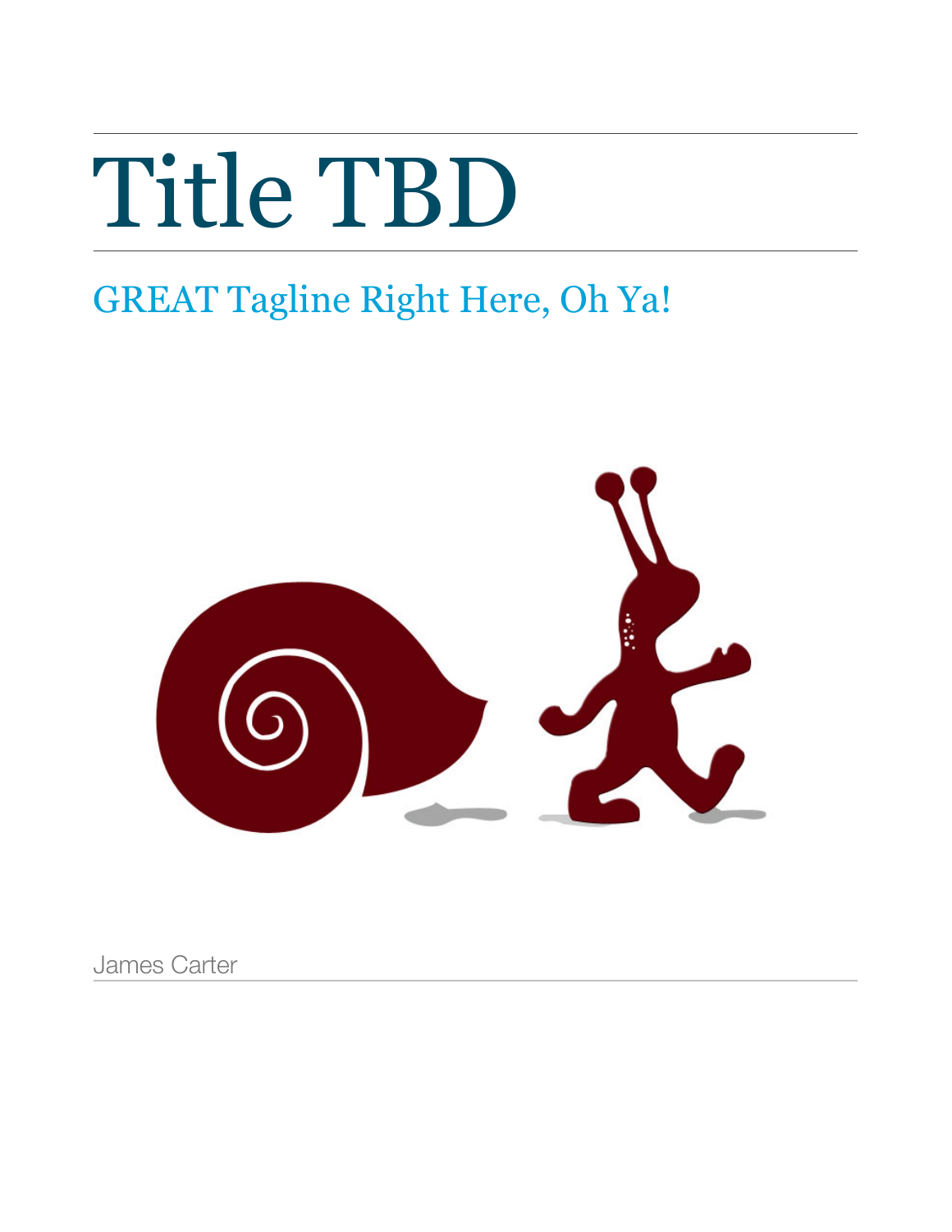# Title TBD

## GREAT Tagline Right Here, Oh Ya!

James Carter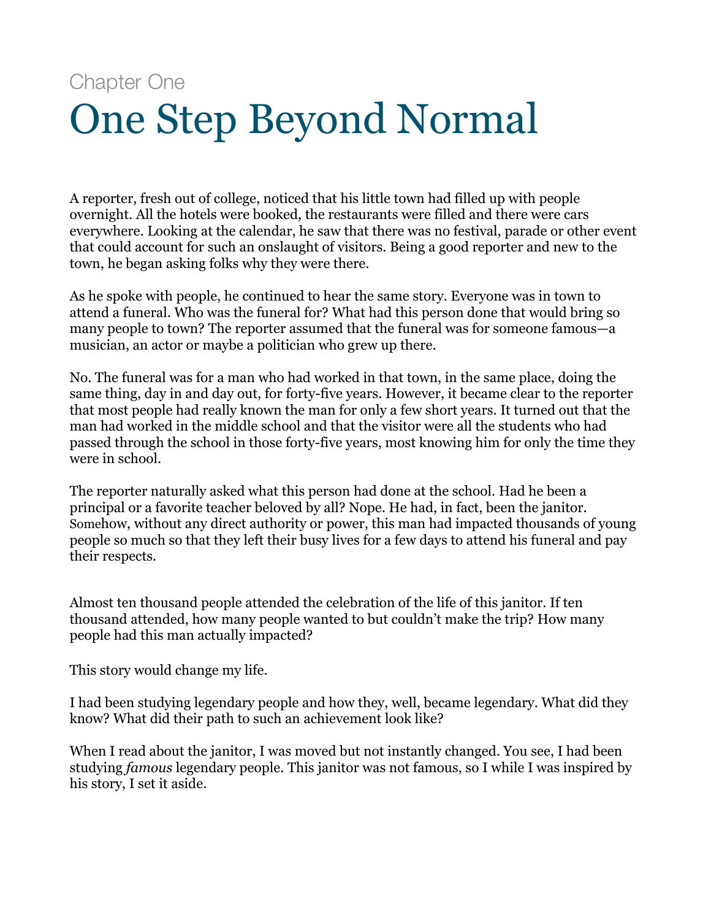Chapter One

# One Step Beyond Normal

A reporter, fresh out of college, noticed that his little town had filled up with people overnight. All the hotels were booked, the restaurants were filled and there were cars everywhere. Looking at the calendar, he saw that there was no festival, parade or other event that could account for such an onslaught of visitors. Being a good reporter and new to the town, he began asking folks why they were there.

As he spoke with people, he continued to hear the same story. Everyone was in town to attend a funeral. Who was the funeral for? What had this person done that would bring so many people to town? The reporter assumed that the funeral was for someone famous—a musician, an actor or maybe a politician who grew up there.

No. The funeral was for a man who had worked in that town, in the same place, doing the same thing, day in and day out, for forty-five years. However, it became clear to the reporter that most people had really known the man for only a few short years. It turned out that the man had worked in the middle school and that the visitor were all the students who had passed through the school in those forty-five years, most knowing him for only the time they were in school.

The reporter naturally asked what this person had done at the school. Had he been a principal or a favorite teacher beloved by all? Nope. He had, in fact, been the janitor. Somehow, without any direct authority or power, this man had impacted thousands of young people so much so that they left their busy lives for a few days to attend his funeral and pay their respects.

Almost ten thousand people attended the celebration of the life of this janitor. If ten thousand attended, how many people wanted to but couldn't make the trip? How many people had this man actually impacted?

This story would change my life.

I had been studying legendary people and how they, well, became legendary. What did they know? What did their path to such an achievement look like?

When I read about the janitor, I was moved but not instantly changed. You see, I had been studying *famous* legendary people. This janitor was not famous, so I while I was inspired by his story, I set it aside.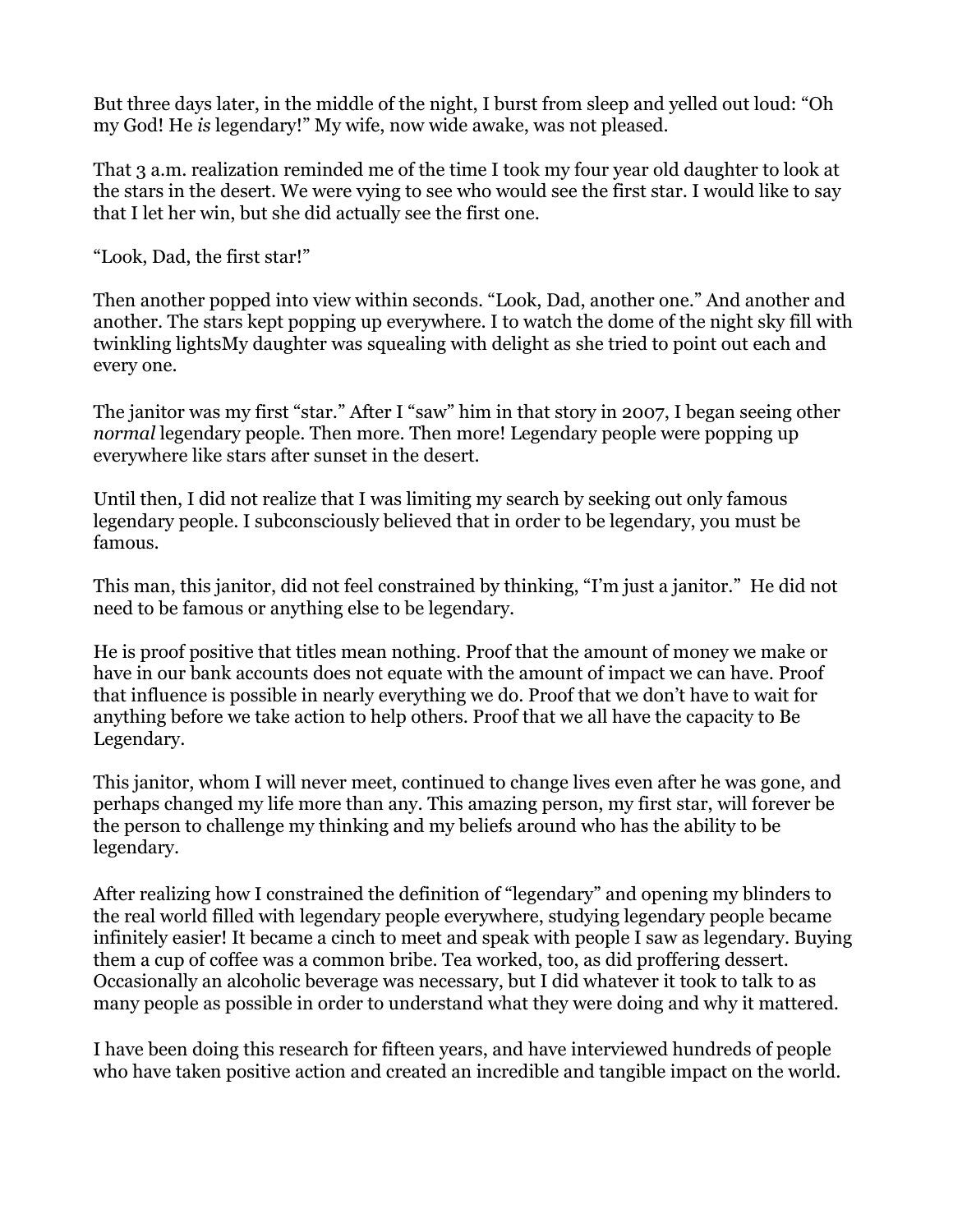But three days later, in the middle of the night, I burst from sleep and yelled out loud: “Oh my God! He *is* legendary!” My wife, now wide awake, was not pleased.

That 3 a.m. realization reminded me of the time I took my four year old daughter to look at the stars in the desert. We were vying to see who would see the first star. I would like to say that I let her win, but she did actually see the first one.

“Look, Dad, the first star!”

Then another popped into view within seconds. “Look, Dad, another one.” And another and another. The stars kept popping up everywhere. I to watch the dome of the night sky fill with twinkling lightsMy daughter was squealing with delight as she tried to point out each and every one.

The janitor was my first “star.” After I “saw” him in that story in 2007, I began seeing other *normal* legendary people. Then more. Then more! Legendary people were popping up everywhere like stars after sunset in the desert.

Until then, I did not realize that I was limiting my search by seeking out only famous legendary people. I subconsciously believed that in order to be legendary, you must be famous.

This man, this janitor, did not feel constrained by thinking, “I’m just a janitor.” He did not need to be famous or anything else to be legendary.

He is proof positive that titles mean nothing. Proof that the amount of money we make or have in our bank accounts does not equate with the amount of impact we can have. Proof that influence is possible in nearly everything we do. Proof that we don’t have to wait for anything before we take action to help others. Proof that we all have the capacity to Be Legendary.

This janitor, whom I will never meet, continued to change lives even after he was gone, and perhaps changed my life more than any. This amazing person, my first star, will forever be the person to challenge my thinking and my beliefs around who has the ability to be legendary.

After realizing how I constrained the definition of “legendary” and opening my blinders to the real world filled with legendary people everywhere, studying legendary people became infinitely easier! It became a cinch to meet and speak with people I saw as legendary. Buying them a cup of coffee was a common bribe. Tea worked, too, as did proffering dessert. Occasionally an alcoholic beverage was necessary, but I did whatever it took to talk to as many people as possible in order to understand what they were doing and why it mattered.

I have been doing this research for fifteen years, and have interviewed hundreds of people who have taken positive action and created an incredible and tangible impact on the world.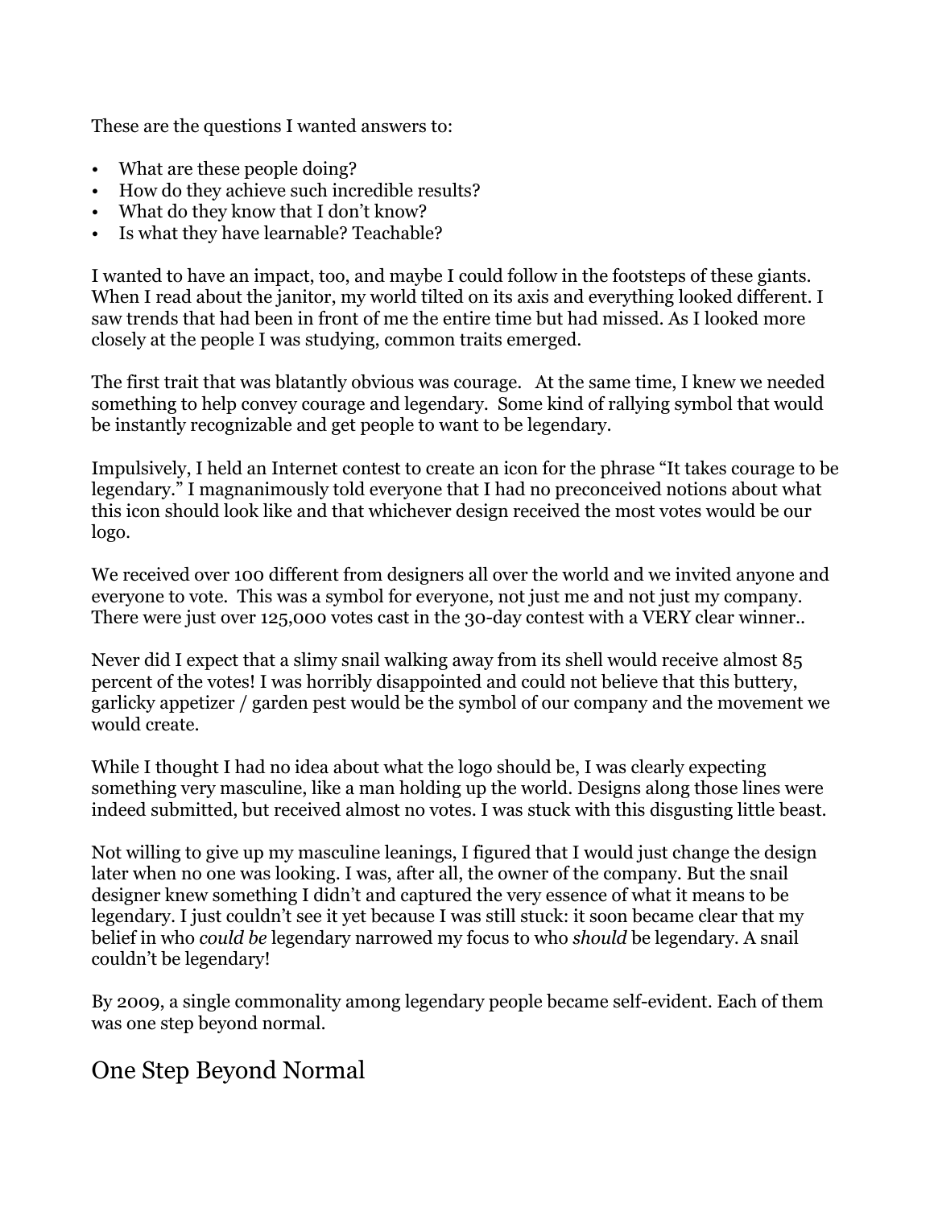These are the questions I wanted answers to:

- What are these people doing?
- How do they achieve such incredible results?
- What do they know that I don't know?
- Is what they have learnable? Teachable?

I wanted to have an impact, too, and maybe I could follow in the footsteps of these giants. When I read about the janitor, my world tilted on its axis and everything looked different. I saw trends that had been in front of me the entire time but had missed. As I looked more closely at the people I was studying, common traits emerged.

The first trait that was blatantly obvious was courage. At the same time, I knew we needed something to help convey courage and legendary. Some kind of rallying symbol that would be instantly recognizable and get people to want to be legendary.

Impulsively, I held an Internet contest to create an icon for the phrase "It takes courage to be legendary." I magnanimously told everyone that I had no preconceived notions about what this icon should look like and that whichever design received the most votes would be our logo.

We received over 100 different from designers all over the world and we invited anyone and everyone to vote. This was a symbol for everyone, not just me and not just my company. There were just over 125,000 votes cast in the 30-day contest with a VERY clear winner..

Never did I expect that a slimy snail walking away from its shell would receive almost 85 percent of the votes! I was horribly disappointed and could not believe that this buttery, garlicky appetizer / garden pest would be the symbol of our company and the movement we would create.

While I thought I had no idea about what the logo should be, I was clearly expecting something very masculine, like a man holding up the world. Designs along those lines were indeed submitted, but received almost no votes. I was stuck with this disgusting little beast.

Not willing to give up my masculine leanings, I figured that I would just change the design later when no one was looking. I was, after all, the owner of the company. But the snail designer knew something I didn't and captured the very essence of what it means to be legendary. I just couldn't see it yet because I was still stuck: it soon became clear that my belief in who *could be* legendary narrowed my focus to who *should* be legendary. A snail couldn't be legendary!

By 2009, a single commonality among legendary people became self-evident. Each of them was one step beyond normal.

## One Step Beyond Normal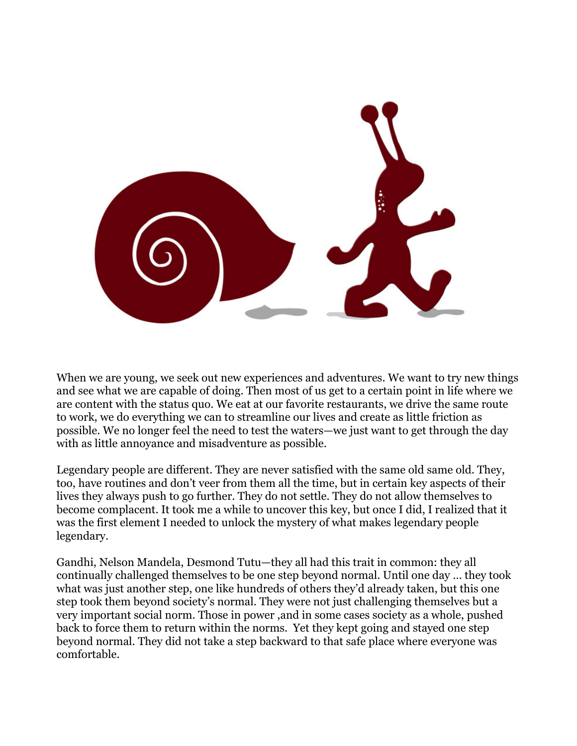When we are young, we seek out new experiences and adventures. We want to try new things and see what we are capable of doing. Then most of us get to a certain point in life where we are content with the status quo. We eat at our favorite restaurants, we drive the same route to work, we do everything we can to streamline our lives and create as little friction as possible. We no longer feel the need to test the waters—we just want to get through the day with as little annoyance and misadventure as possible.

Legendary people are different. They are never satisfied with the same old same old. They, too, have routines and don't veer from them all the time, but in certain key aspects of their lives they always push to go further. They do not settle. They do not allow themselves to become complacent. It took me a while to uncover this key, but once I did, I realized that it was the first element I needed to unlock the mystery of what makes legendary people legendary.

Gandhi, Nelson Mandela, Desmond Tutu—they all had this trait in common: they all continually challenged themselves to be one step beyond normal. Until one day … they took what was just another step, one like hundreds of others they'd already taken, but this one step took them beyond society's normal. They were not just challenging themselves but a very important social norm. Those in power ,and in some cases society as a whole, pushed back to force them to return within the norms. Yet they kept going and stayed one step beyond normal. They did not take a step backward to that safe place where everyone was comfortable.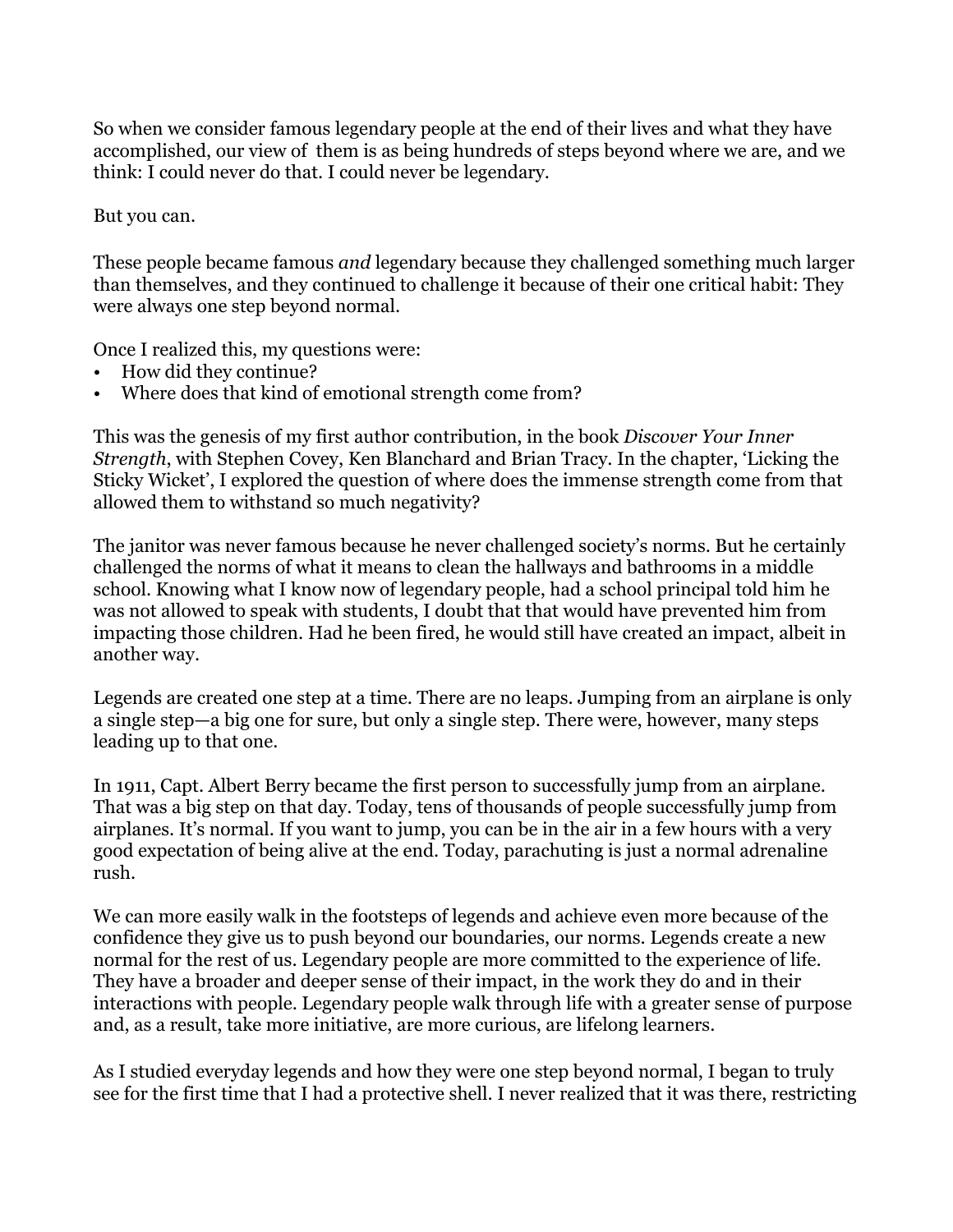So when we consider famous legendary people at the end of their lives and what they have accomplished, our view of them is as being hundreds of steps beyond where we are, and we think: I could never do that. I could never be legendary.

But you can.

These people became famous *and* legendary because they challenged something much larger than themselves, and they continued to challenge it because of their one critical habit: They were always one step beyond normal.

Once I realized this, my questions were:
- How did they continue?
- Where does that kind of emotional strength come from?

This was the genesis of my first author contribution, in the book *Discover Your Inner Strength*, with Stephen Covey, Ken Blanchard and Brian Tracy. In the chapter, 'Licking the Sticky Wicket', I explored the question of where does the immense strength come from that allowed them to withstand so much negativity?

The janitor was never famous because he never challenged society's norms. But he certainly challenged the norms of what it means to clean the hallways and bathrooms in a middle school. Knowing what I know now of legendary people, had a school principal told him he was not allowed to speak with students, I doubt that that would have prevented him from impacting those children. Had he been fired, he would still have created an impact, albeit in another way.

Legends are created one step at a time. There are no leaps. Jumping from an airplane is only a single step—a big one for sure, but only a single step. There were, however, many steps leading up to that one.

In 1911, Capt. Albert Berry became the first person to successfully jump from an airplane. That was a big step on that day. Today, tens of thousands of people successfully jump from airplanes. It's normal. If you want to jump, you can be in the air in a few hours with a very good expectation of being alive at the end. Today, parachuting is just a normal adrenaline rush.

We can more easily walk in the footsteps of legends and achieve even more because of the confidence they give us to push beyond our boundaries, our norms. Legends create a new normal for the rest of us. Legendary people are more committed to the experience of life. They have a broader and deeper sense of their impact, in the work they do and in their interactions with people. Legendary people walk through life with a greater sense of purpose and, as a result, take more initiative, are more curious, are lifelong learners.

As I studied everyday legends and how they were one step beyond normal, I began to truly see for the first time that I had a protective shell. I never realized that it was there, restricting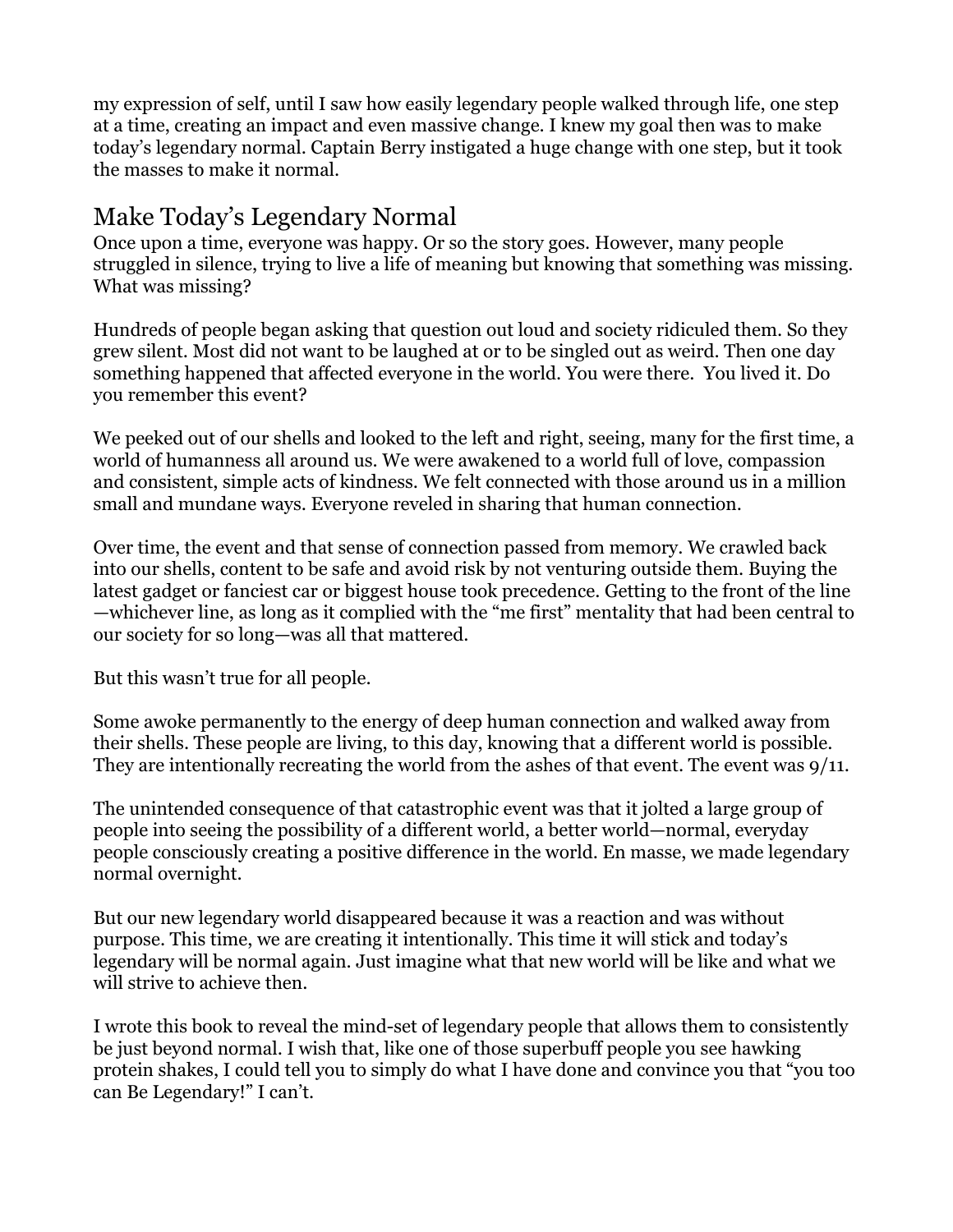my expression of self, until I saw how easily legendary people walked through life, one step at a time, creating an impact and even massive change. I knew my goal then was to make today's legendary normal. Captain Berry instigated a huge change with one step, but it took the masses to make it normal.

## Make Today's Legendary Normal

Once upon a time, everyone was happy. Or so the story goes. However, many people struggled in silence, trying to live a life of meaning but knowing that something was missing. What was missing?

Hundreds of people began asking that question out loud and society ridiculed them. So they grew silent. Most did not want to be laughed at or to be singled out as weird. Then one day something happened that affected everyone in the world. You were there. You lived it. Do you remember this event?

We peeked out of our shells and looked to the left and right, seeing, many for the first time, a world of humanness all around us. We were awakened to a world full of love, compassion and consistent, simple acts of kindness. We felt connected with those around us in a million small and mundane ways. Everyone reveled in sharing that human connection.

Over time, the event and that sense of connection passed from memory. We crawled back into our shells, content to be safe and avoid risk by not venturing outside them. Buying the latest gadget or fanciest car or biggest house took precedence. Getting to the front of the line—whichever line, as long as it complied with the "me first" mentality that had been central to our society for so long—was all that mattered.

But this wasn't true for all people.

Some awoke permanently to the energy of deep human connection and walked away from their shells. These people are living, to this day, knowing that a different world is possible. They are intentionally recreating the world from the ashes of that event. The event was 9/11.

The unintended consequence of that catastrophic event was that it jolted a large group of people into seeing the possibility of a different world, a better world—normal, everyday people consciously creating a positive difference in the world. En masse, we made legendary normal overnight.

But our new legendary world disappeared because it was a reaction and was without purpose. This time, we are creating it intentionally. This time it will stick and today's legendary will be normal again. Just imagine what that new world will be like and what we will strive to achieve then.

I wrote this book to reveal the mind-set of legendary people that allows them to consistently be just beyond normal. I wish that, like one of those superbuff people you see hawking protein shakes, I could tell you to simply do what I have done and convince you that "you too can Be Legendary!" I can't.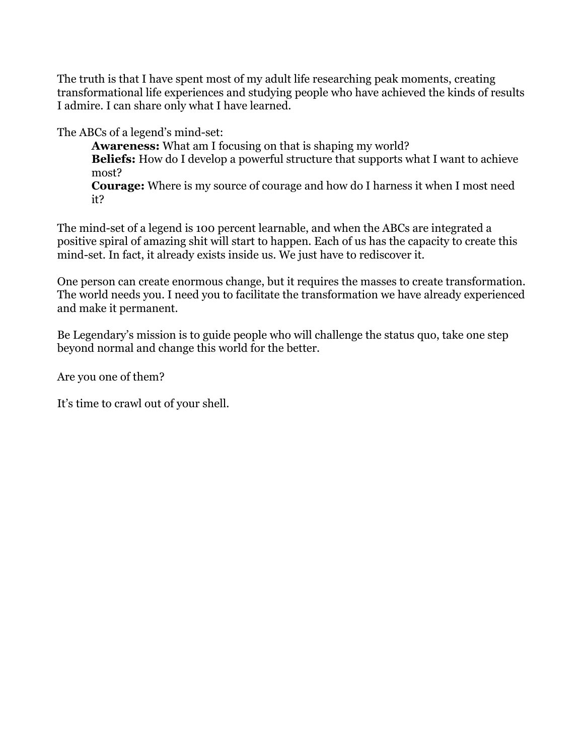The truth is that I have spent most of my adult life researching peak moments, creating transformational life experiences and studying people who have achieved the kinds of results I admire. I can share only what I have learned.

The ABCs of a legend's mind-set:

- **Awareness:** What am I focusing on that is shaping my world?
- **Beliefs:** How do I develop a powerful structure that supports what I want to achieve most?
- **Courage:** Where is my source of courage and how do I harness it when I most need it?

The mind-set of a legend is 100 percent learnable, and when the ABCs are integrated a positive spiral of amazing shit will start to happen. Each of us has the capacity to create this mind-set. In fact, it already exists inside us. We just have to rediscover it.

One person can create enormous change, but it requires the masses to create transformation. The world needs you. I need you to facilitate the transformation we have already experienced and make it permanent.

Be Legendary's mission is to guide people who will challenge the status quo, take one step beyond normal and change this world for the better.

Are you one of them?

It's time to crawl out of your shell.